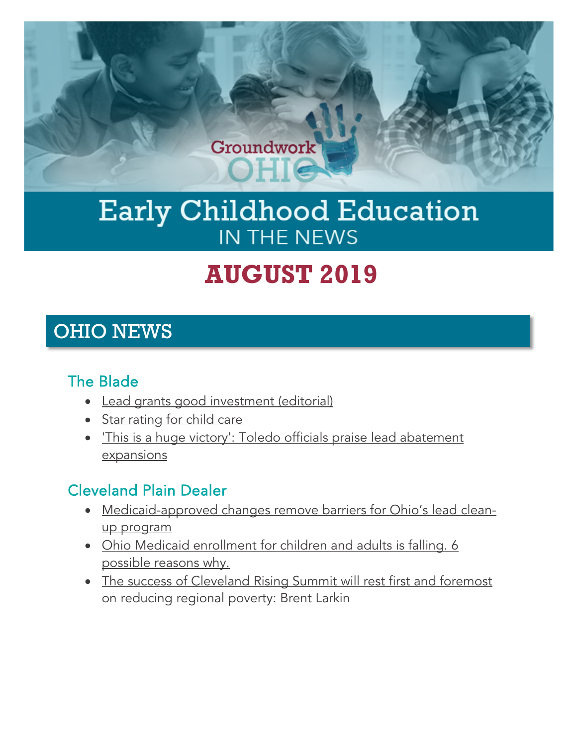Groundwork OHIO

# Early Childhood Education IN THE NEWS

# AUGUST 2019

## OHIO NEWS

### The Blade

- Lead grants good investment (editorial)
- Star rating for child care
- 'This is a huge victory': Toledo officials praise lead abatement expansions

### Cleveland Plain Dealer

- Medicaid-approved changes remove barriers for Ohio's lead clean-up program
- Ohio Medicaid enrollment for children and adults is falling. 6 possible reasons why.
- The success of Cleveland Rising Summit will rest first and foremost on reducing regional poverty: Brent Larkin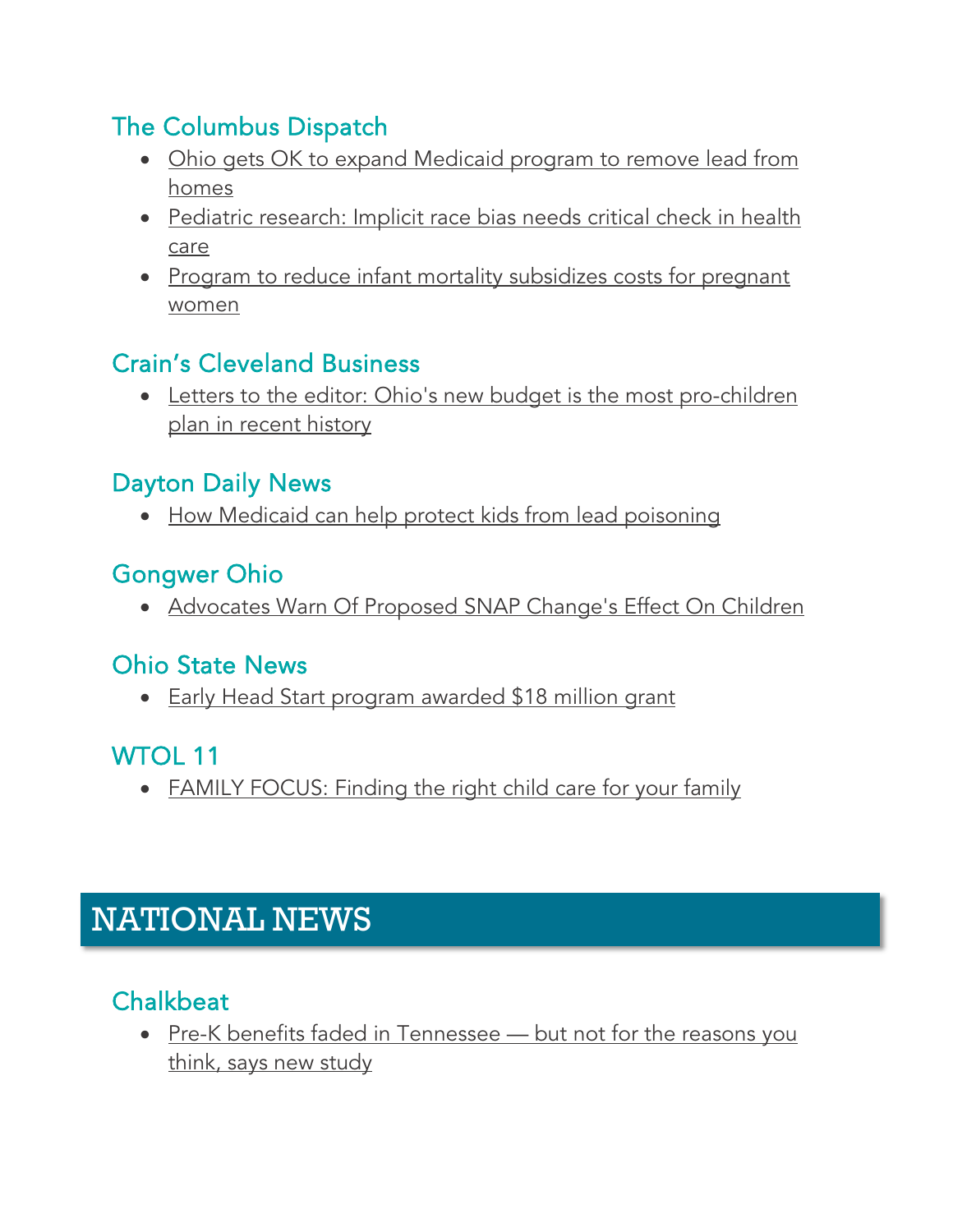### The Columbus Dispatch

- Ohio gets OK to expand Medicaid program to remove lead from homes
- Pediatric research: Implicit race bias needs critical check in health care
- Program to reduce infant mortality subsidizes costs for pregnant women

### Crain's Cleveland Business

- Letters to the editor: Ohio's new budget is the most pro-children plan in recent history

### Dayton Daily News

- How Medicaid can help protect kids from lead poisoning

### Gongwer Ohio

- Advocates Warn Of Proposed SNAP Change's Effect On Children

### Ohio State News

- Early Head Start program awarded $18 million grant

### WTOL 11

- FAMILY FOCUS: Finding the right child care for your family

## NATIONAL NEWS

### Chalkbeat

- Pre-K benefits faded in Tennessee — but not for the reasons you think, says new study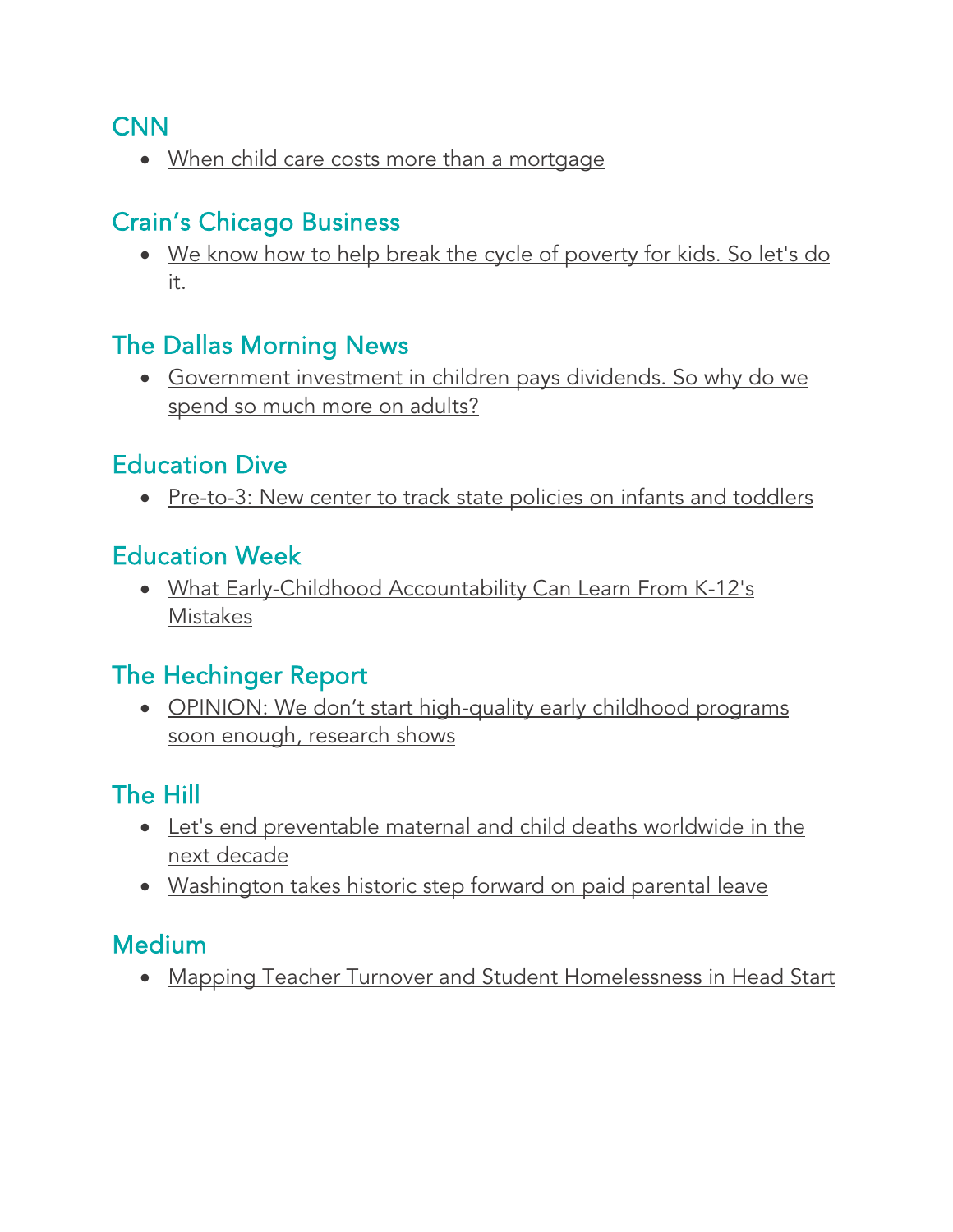## CNN

- When child care costs more than a mortgage

## Crain's Chicago Business

- We know how to help break the cycle of poverty for kids. So let's do it.

## The Dallas Morning News

- Government investment in children pays dividends. So why do we spend so much more on adults?

## Education Dive

- Pre-to-3: New center to track state policies on infants and toddlers

## Education Week

- What Early-Childhood Accountability Can Learn From K-12's Mistakes

## The Hechinger Report

- OPINION: We don't start high-quality early childhood programs soon enough, research shows

## The Hill

- Let's end preventable maternal and child deaths worldwide in the next decade
- Washington takes historic step forward on paid parental leave

## Medium

- Mapping Teacher Turnover and Student Homelessness in Head Start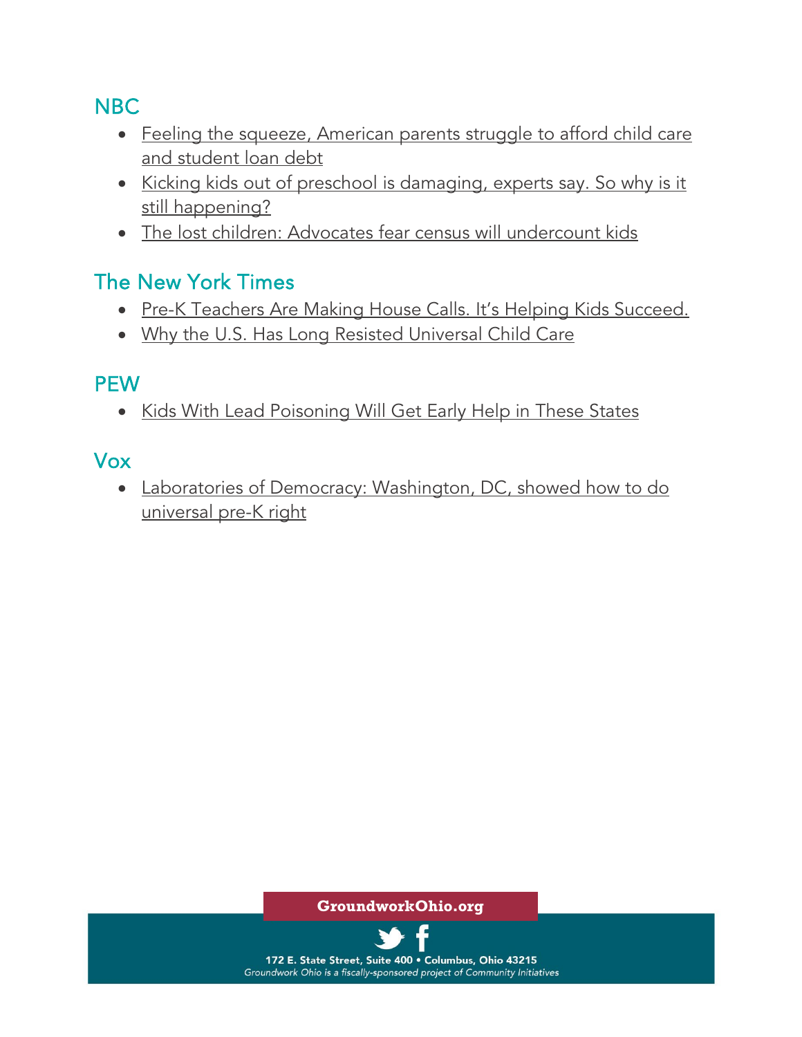## NBC

- Feeling the squeeze, American parents struggle to afford child care and student loan debt
- Kicking kids out of preschool is damaging, experts say. So why is it still happening?
- The lost children: Advocates fear census will undercount kids

## The New York Times

- Pre-K Teachers Are Making House Calls. It's Helping Kids Succeed.
- Why the U.S. Has Long Resisted Universal Child Care

## PEW

- Kids With Lead Poisoning Will Get Early Help in These States

## Vox

- Laboratories of Democracy: Washington, DC, showed how to do universal pre-K right

**GroundworkOhio.org**

172 E. State Street, Suite 400 • Columbus, Ohio 43215

*Groundwork Ohio is a fiscally-sponsored project of Community Initiatives*